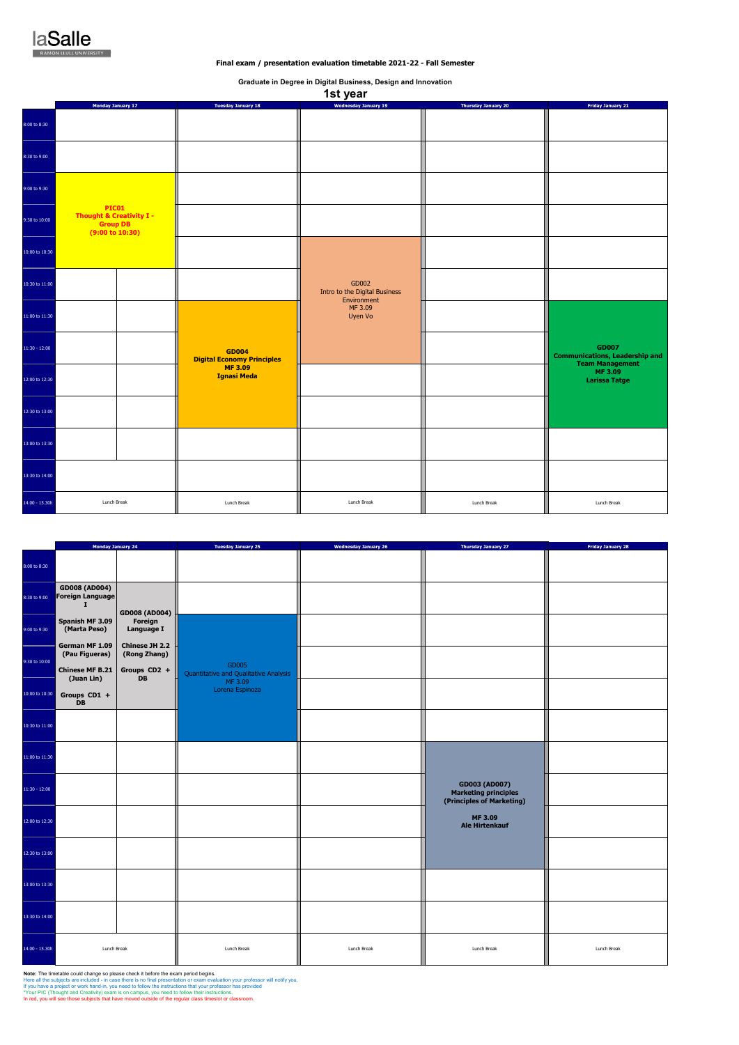laSalle
RAMON LLULL UNIVERSITY

### Final exam / presentation evaluation timetable 2021-22 - Fall Semester

#### Graduate in Degree in Digital Business, Design and Innovation

## 1st year

| | Monday January 17 | Tuesday January 18 | Wednesday January 19 | Thursday January 20 | Friday January 21 |
|---|---|---|---|---|---|
| 8:00 to 8:30 | | | | | |
| 8:30 to 9:00 | | | | | |
| 9:00 to 9:30 | **PIC01 Thought & Creativity I - Group DB (9:00 to 10:30)** | | | | |
| 9:30 to 10:00 | | | | | |
| 10:00 to 10:30 | | | GD002 Intro to the Digital Business Environment MF 3.09 Uyen Vo | | |
| 10:30 to 11:00 | | | | | |
| 11:00 to 11:30 | | **GD004 Digital Economy Principles MF 3.09 Ignasi Meda** | | | **GD007 Communications, Leadership and Team Management MF 3.09 Larissa Tatge** |
| 11:30 - 12:00 | | | | | |
| 12:00 to 12:30 | | | | | |
| 12:30 to 13:00 | | | | | |
| 13:00 to 13:30 | | | | | |
| 13:30 to 14:00 | | | | | |
| 14.00 - 15.30h | Lunch Break | Lunch Break | Lunch Break | Lunch Break | Lunch Break |

| | Monday January 24 | | Tuesday January 25 | Wednesday January 26 | Thursday January 27 | Friday January 28 |
|---|---|---|---|---|---|---|
| 8:00 to 8:30 | | | | | | |
| 8:30 to 9:00 | **GD008 (AD004) Foreign Language I** <br> **Spanish MF 3.09 (Marta Peso)** <br> **German MF 1.09 (Pau Figueras)** <br> **Chinese MF B.21 (Juan Lin)** <br> **Groups CD1 + DB** | **GD008 (AD004) Foreign Language I** <br> **Chinese JH 2.2 (Rong Zhang)** <br> **Groups CD2 + DB** | | | | |
| 9:00 to 9:30 | | | GD005 Quantitative and Qualitative Analysis MF 3.09 Lorena Espinoza | | | |
| 9:30 to 10:00 | | | | | | |
| 10:00 to 10:30 | | | | | | |
| 10:30 to 11:00 | | | | | | |
| 11:00 to 11:30 | | | | | **GD003 (AD007) Marketing principles (Principles of Marketing) MF 3.09 Ale Hirtenkauf** | |
| 11:30 - 12:00 | | | | | | |
| 12:00 to 12:30 | | | | | | |
| 12:30 to 13:00 | | | | | | |
| 13:00 to 13:30 | | | | | | |
| 13:30 to 14:00 | | | | | | |
| 14.00 - 15.30h | Lunch Break | | Lunch Break | Lunch Break | Lunch Break | Lunch Break |

**Note:** The timetable could change so please check it before the exam period begins.
Here all the subjects are included - in case there is no final presentation or exam evaluation your professor will notify you.
If you have a project or work hand-in, you need to follow the instructions that your professor has provided
*Your PIC (Thought and Creativity) exam is on campus, you need to follow their instructions.
In red, you will see those subjects that have moved outside of the regular class timeslot or classroom.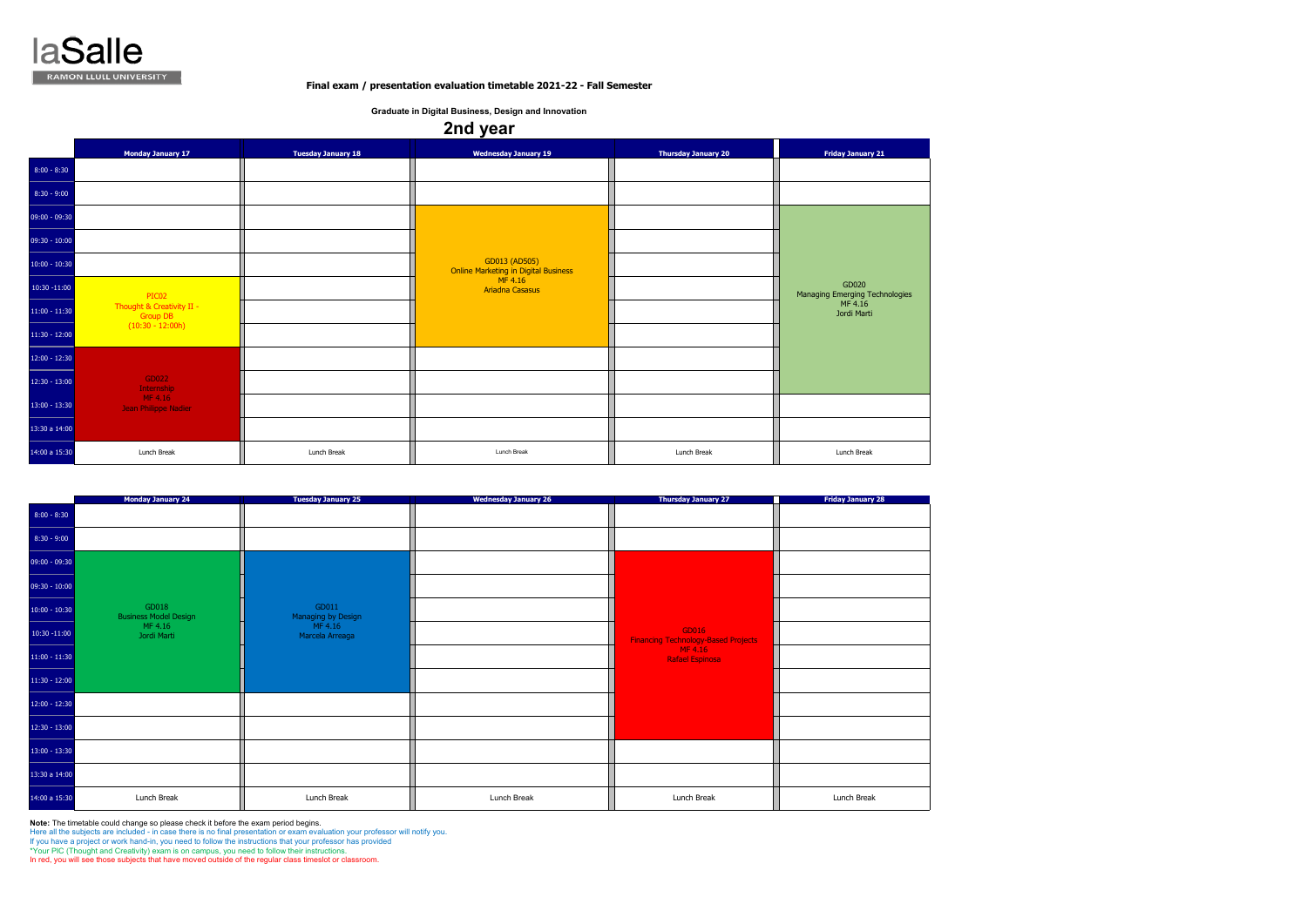**Final exam / presentation evaluation timetable 2021-22 - Fall Semester**

**Graduate in Digital Business, Design and Innovation**

## 2nd year

| | Monday January 17 | Tuesday January 18 | Wednesday January 19 | Thursday January 20 | Friday January 21 |
|---|---|---|---|---|---|
| 8:00 - 8:30 | | | | | |
| 8:30 - 9:00 | | | | | |
| 09:00 - 09:30 | | | GD013 (AD505) Online Marketing in Digital Business MF 4.16 Ariadna Casasus | | GD020 Managing Emerging Technologies MF 4.16 Jordi Marti |
| 09:30 - 10:00 | | | | | |
| 10:00 - 10:30 | | | | | |
| 10:30 -11:00 | PIC02 Thought & Creativity II - Group DB (10:30 - 12:00h) | | | | |
| 11:00 - 11:30 | | | | | |
| 11:30 - 12:00 | | | | | |
| 12:00 - 12:30 | GD022 Internship MF 4.16 Jean Philippe Nadler | | | | |
| 12:30 - 13:00 | | | | | |
| 13:00 - 13:30 | | | | | |
| 13:30 a 14:00 | | | | | |
| 14:00 a 15:30 | Lunch Break | Lunch Break | Lunch Break | Lunch Break | Lunch Break |

| | Monday January 24 | Tuesday January 25 | Wednesday January 26 | Thursday January 27 | Friday January 28 |
|---|---|---|---|---|---|
| 8:00 - 8:30 | | | | | |
| 8:30 - 9:00 | | | | | |
| 09:00 - 09:30 | GD018 Business Model Design MF 4.16 Jordi Marti | GD011 Managing by Design MF 4.16 Marcela Arreaga | | GD016 Financing Technology-Based Projects MF 4.16 Rafael Espinosa | |
| 09:30 - 10:00 | | | | | |
| 10:00 - 10:30 | | | | | |
| 10:30 -11:00 | | | | | |
| 11:00 - 11:30 | | | | | |
| 11:30 - 12:00 | | | | | |
| 12:00 - 12:30 | | | | | |
| 12:30 - 13:00 | | | | | |
| 13:00 - 13:30 | | | | | |
| 13:30 a 14:00 | | | | | |
| 14:00 a 15:30 | Lunch Break | Lunch Break | Lunch Break | Lunch Break | Lunch Break |

**Note:** The timetable could change so please check it before the exam period begins.
Here all the subjects are included - in case there is no final presentation or exam evaluation your professor will notify you.
If you have a project or work hand-in, you need to follow the instructions that your professor has provided
*Your PIC (Thought and Creativity) exam is on campus, you need to follow their instructions.
In red, you will see those subjects that have moved outside of the regular class timeslot or classroom.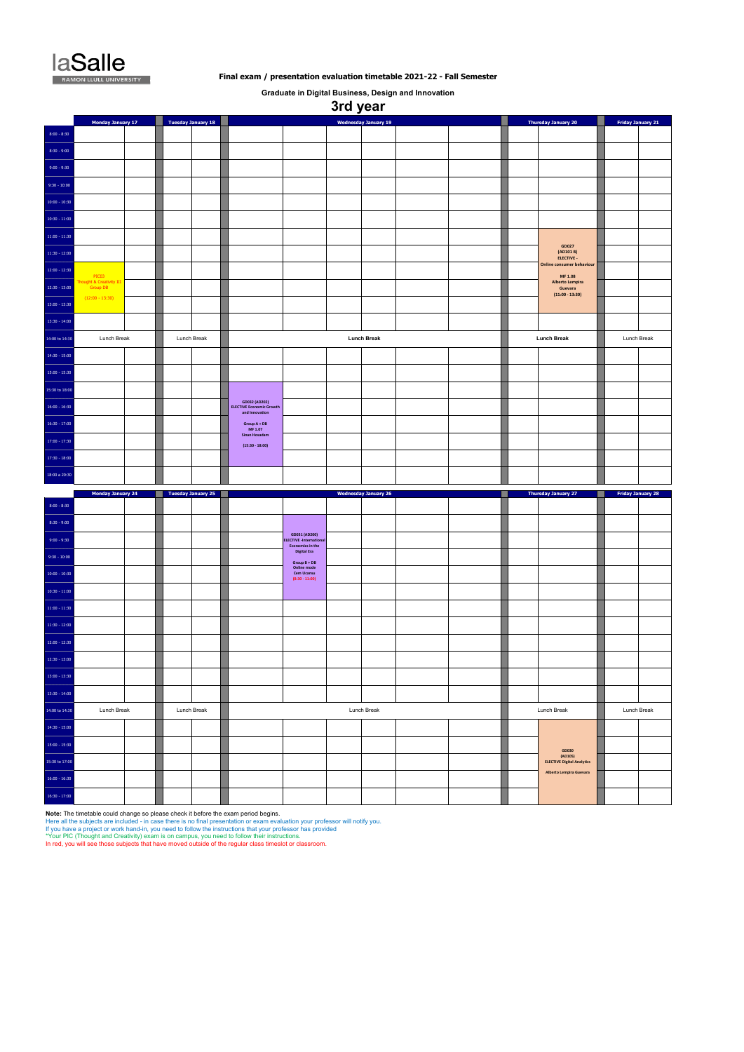**Final exam / presentation evaluation timetable 2021-22 - Fall Semester**

**Graduate in Digital Business, Design and Innovation**

# 3rd year

| | Monday January 17 | Tuesday January 18 | Wednesday January 19 | Thursday January 20 | Friday January 21 |
|---|---|---|---|---|---|
| 8:00 - 8:30 | | | | | |
| 8:30 - 9:00 | | | | | |
| 9:00 - 9:30 | | | | | |
| 9:30 - 10:00 | | | | | |
| 10:00 - 10:30 | | | | | |
| 10:30 - 11:00 | | | | | |
| 11:00 - 11:30 | | | | GD027 (AD101 B) ELECTIVE - Online consumer behaviour MF 1.08 Alberto Lempira Guevara (11:00 - 13:30) | |
| 11:30 - 12:00 | | | | | |
| 12:00 - 12:30 | PIC03 Thought & Creativity III Group DB (12:00 - 13:30) | | | | |
| 12:30 - 13:00 | | | | | |
| 13:00 - 13:30 | | | | | |
| 13:30 - 14:00 | | | | | |
| 14:00 to 14:30 | Lunch Break | Lunch Break | Lunch Break | Lunch Break | Lunch Break |
| 14:30 - 15:00 | | | | | |
| 15:00 - 15:30 | | | | | |
| 15:30 to 16:00 | | | GD032 (AD202) ELECTIVE Economic Growth and Innovation Group A + DB MF 1.07 Sinan Hosadam (15:30 - 18:00) | | |
| 16:00 - 16:30 | | | | | |
| 16:30 - 17:00 | | | | | |
| 17:00 - 17:30 | | | | | |
| 17:30 - 18:00 | | | | | |
| 18:00 a 20:30 | | | | | |

| | Monday January 24 | Tuesday January 25 | Wednesday January 26 | Thursday January 27 | Friday January 28 |
|---|---|---|---|---|---|
| 8:00 - 8:30 | | | | | |
| 8:30 - 9:00 | | | GD031 (AD200) ELECTIVE -International Economics in the Digital Era Group B + DB Online mode Cem Ucansu (8:30 - 11:00) | | |
| 9:00 - 9:30 | | | | | |
| 9:30 - 10:00 | | | | | |
| 10:00 - 10:30 | | | | | |
| 10:30 - 11:00 | | | | | |
| 11:00 - 11:30 | | | | | |
| 11:30 - 12:00 | | | | | |
| 12:00 - 12:30 | | | | | |
| 12:30 - 13:00 | | | | | |
| 13:00 - 13:30 | | | | | |
| 13:30 - 14:00 | | | | | |
| 14:00 to 14:30 | Lunch Break | Lunch Break | Lunch Break | Lunch Break | Lunch Break |
| 14:30 - 15:00 | | | | GD030 (AD105) ELECTIVE Digital Analytics Alberto Lempira Guevara | |
| 15:00 - 15:30 | | | | | |
| 15:30 to 17:00 | | | | | |
| 16:00 - 16:30 | | | | | |
| 16:30 - 17:00 | | | | | |

**Note:** The timetable could change so please check it before the exam period begins.
Here all the subjects are included - in case there is no final presentation or exam evaluation your professor will notify you.
If you have a project or work hand-in, you need to follow the instructions that your professor has provided
*Your PIC (Thought and Creativity) exam is on campus, you need to follow their instructions.
In red, you will see those subjects that have moved outside of the regular class timeslot or classroom.